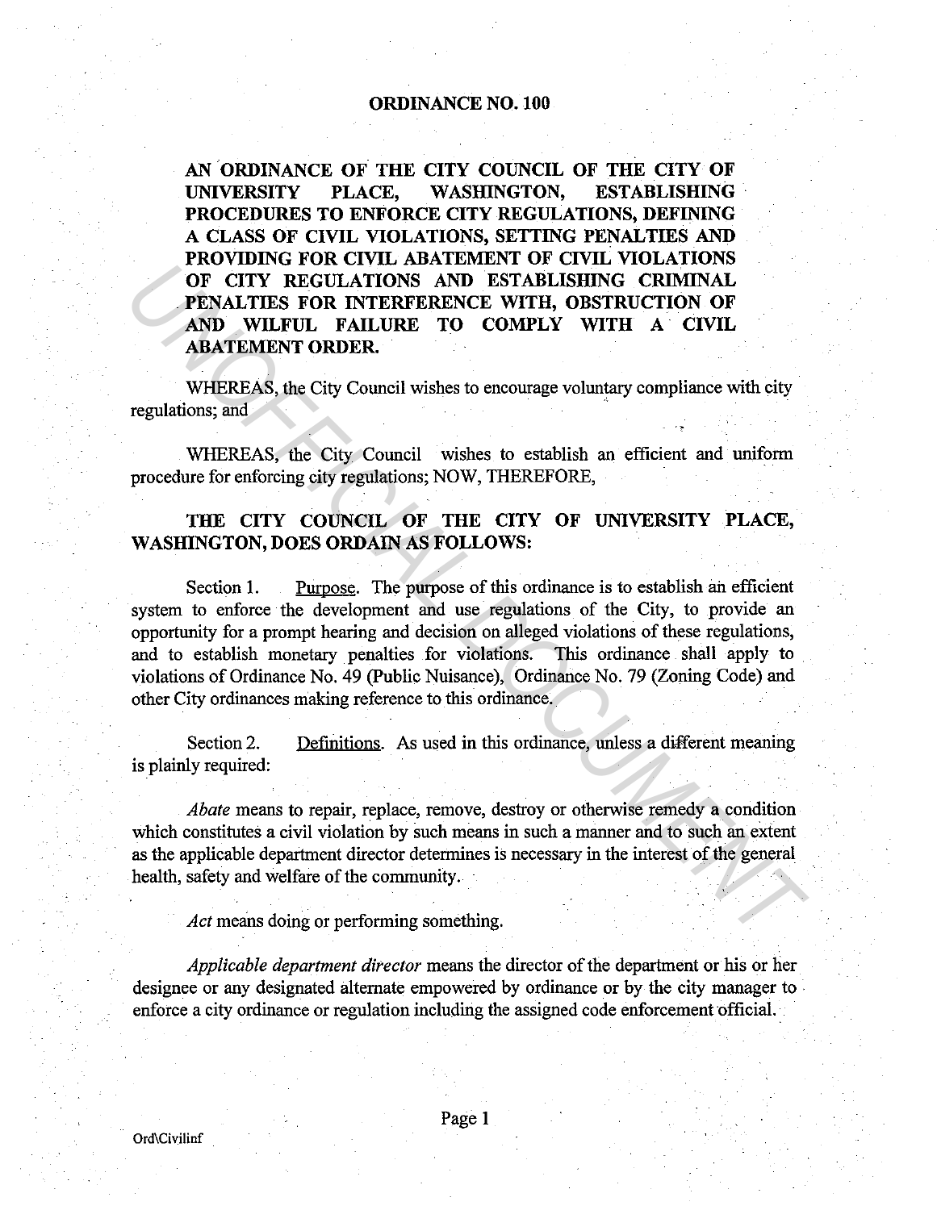# ORDINANCE NO. 100

**AN ORDINANCE OF THE CITY COUNCIL OF THE CITY OF UNIVERSITY PLACE, WASHINGTON, ESTABLISHING PROCEDURES TO ENFORCE CITY REGULATIONS, DEFINING A CLASS OF CIVIL VIOLATIONS, SETTING PENALTIES AND PROVIDING FOR CIVIL ABATEMENT OF CIVIL VIOLATIONS OF CITY REGULATIONS AND ESTABLISHING CRIMINAL PENALTIES FOR INTERFERENCE WITH, OBSTRUCTION OF AND WILFUL FAILURE TO COMPLY WITH A CIVIL ABATEMENT ORDER.**

WHEREAS, the City Council wishes to encourage voluntary compliance with city regulations; and

WHEREAS, the City Council wishes to establish an efficient and uniform procedure for enforcing city regulations; NOW, THEREFORE,

**THE CITY COUNCIL OF THE CITY OF UNIVERSITY PLACE, WASHINGTON, DOES ORDAIN AS FOLLOWS:**

Section 1. Purpose. The purpose of this ordinance is to establish an efficient system to enforce the development and use regulations of the City, to provide an opportunity for a prompt hearing and decision on alleged violations of these regulations, and to establish monetary penalties for violations. This ordinance shall apply to violations of Ordinance No. 49 (Public Nuisance), Ordinance No. 79 (Zoning Code) and other City ordinances making reference to this ordinance.

Section 2. Definitions. As used in this ordinance, unless a different meaning is plainly required:

*Abate* means to repair, replace, remove, destroy or otherwise remedy a condition which constitutes a civil violation by such means in such a manner and to such an extent as the applicable department director determines is necessary in the interest of the general health, safety and welfare of the community.

*Act* means doing or performing something.

*Applicable department director* means the director of the department or his or her designee or any designated alternate empowered by ordinance or by the city manager to enforce a city ordinance or regulation including the assigned code enforcement official.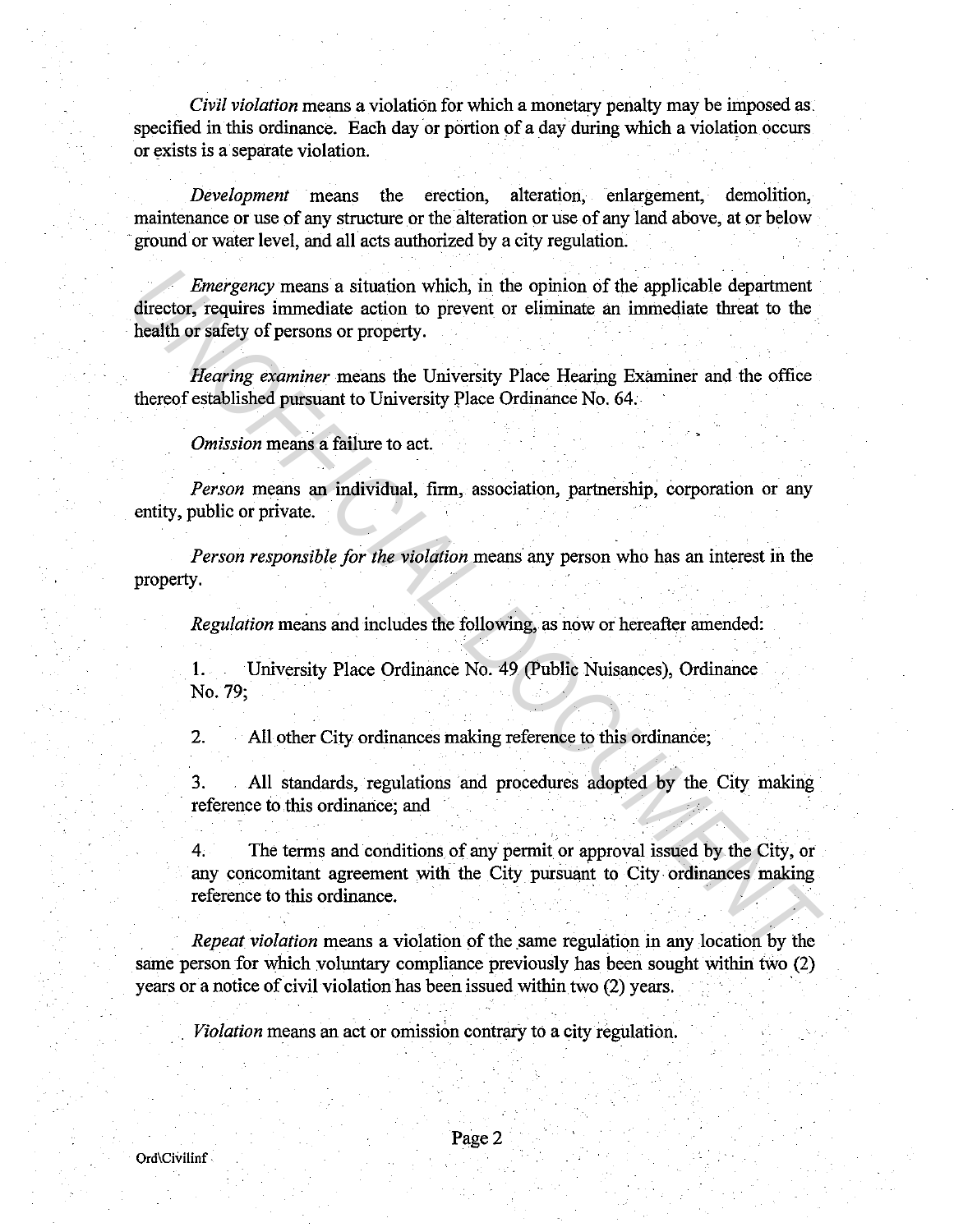*Civil violation* means a violation for which a monetary penalty may be imposed as specified in this ordinance. Each day or portion of a day during which a violation occurs or exists is a separate violation.

*Development* means the erection, alteration, enlargement, demolition, maintenance or use of any structure or the alteration or use of any land above, at or below ground or water level, and all acts authorized by a city regulation.

*Emergency* means a situation which, in the opinion of the applicable department director, requires immediate action to prevent or eliminate an immediate threat to the health or safety of persons or property.

*Hearing examiner* means the University Place Hearing Examiner and the office thereof established pursuant to University Place Ordinance No. 64.

*Omission* means a failure to act.

*Person* means an individual, firm, association, partnership, corporation or any entity, public or private.

*Person responsible for the violation* means any person who has an interest in the property.

*Regulation* means and includes the following, as now or hereafter amended:

1. University Place Ordinance No. 49 (Public Nuisances), Ordinance No. 79;

2. All other City ordinances making reference to this ordinance;

3. All standards, regulations and procedures adopted by the City making reference to this ordinance; and

4. The terms and conditions of any permit or approval issued by the City, or any concomitant agreement with the City pursuant to City ordinances making reference to this ordinance.

*Repeat violation* means a violation of the same regulation in any location by the same person for which voluntary compliance previously has been sought within two (2) years or a notice of civil violation has been issued within two (2) years.

*Violation* means an act or omission contrary to a city regulation.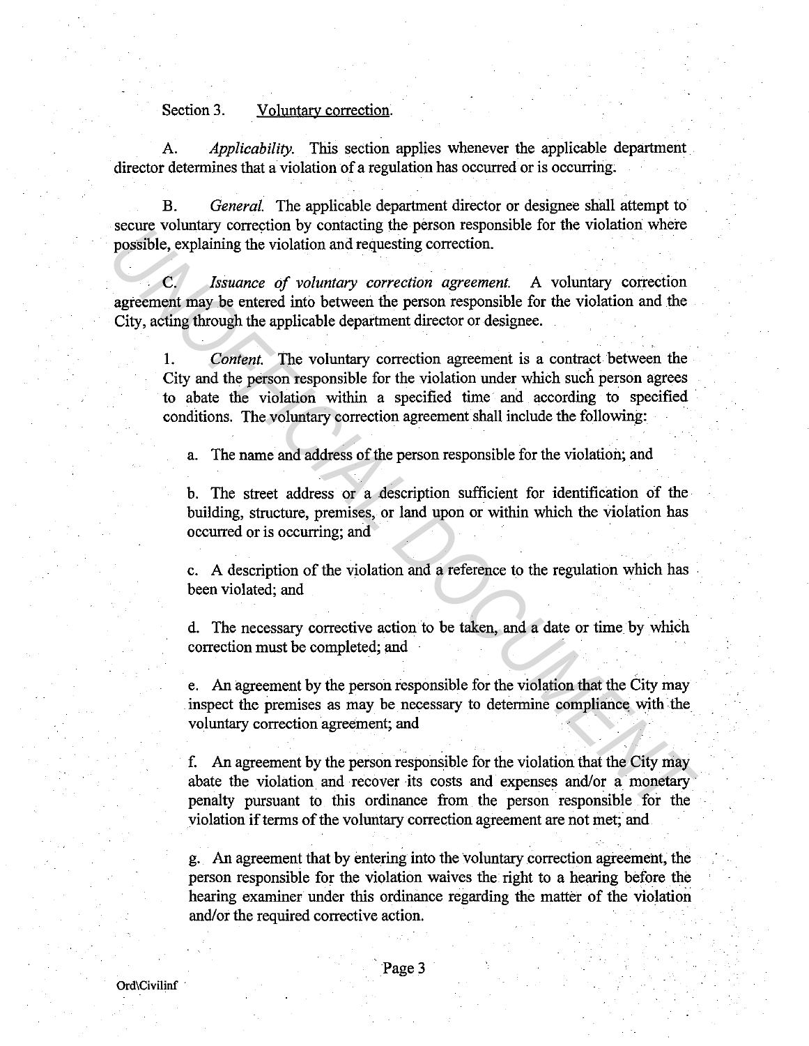Section 3. Voluntary correction.

A. *Applicability.* This section applies whenever the applicable department director determines that a violation of a regulation has occurred or is occurring.

B. *General.* The applicable department director or designee shall attempt to secure voluntary correction by contacting the person responsible for the violation where possible, explaining the violation and requesting correction.

C. *Issuance of voluntary correction agreement.* A voluntary correction agreement may be entered into between the person responsible for the violation and the City, acting through the applicable department director or designee.

1. *Content.* The voluntary correction agreement is a contract between the City and the person responsible for the violation under which such person agrees to abate the violation within a specified time and according to specified conditions. The voluntary correction agreement shall include the following:

a. The name and address of the person responsible for the violation; and

b. The street address or a description sufficient for identification of the building, structure, premises, or land upon or within which the violation has occurred or is occurring; and

c. A description of the violation and a reference to the regulation which has been violated; and

d. The necessary corrective action to be taken, and a date or time by which correction must be completed; and

e. An agreement by the person responsible for the violation that the City may inspect the premises as may be necessary to determine compliance with the voluntary correction agreement; and

f. An agreement by the person responsible for the violation that the City may abate the violation and recover its costs and expenses and/or a monetary penalty pursuant to this ordinance from the person responsible for the violation if terms of the voluntary correction agreement are not met; and

g. An agreement that by entering into the voluntary correction agreement, the person responsible for the violation waives the right to a hearing before the hearing examiner under this ordinance regarding the matter of the violation and/or the required corrective action.

Ord\Civilinf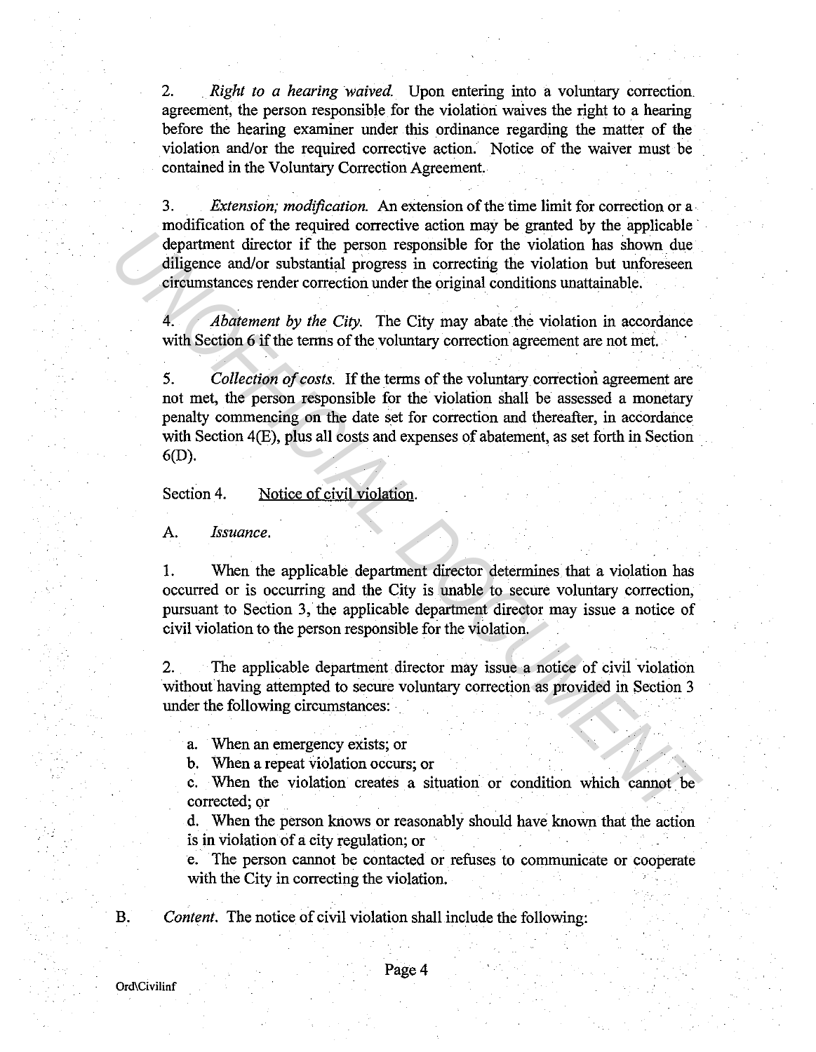2. *Right to a hearing waived.* Upon entering into a voluntary correction agreement, the person responsible for the violation waives the right to a hearing before the hearing examiner under this ordinance regarding the matter of the violation and/or the required corrective action. Notice of the waiver must be contained in the Voluntary Correction Agreement.

3. *Extension; modification.* An extension of the time limit for correction or a modification of the required corrective action may be granted by the applicable department director if the person responsible for the violation has shown due diligence and/or substantial progress in correcting the violation but unforeseen circumstances render correction under the original conditions unattainable.

4. *Abatement by the City.* The City may abate the violation in accordance with Section 6 if the terms of the voluntary correction agreement are not met.

5. *Collection of costs.* If the terms of the voluntary correction agreement are not met, the person responsible for the violation shall be assessed a monetary penalty commencing on the date set for correction and thereafter, in accordance with Section 4(E), plus all costs and expenses of abatement, as set forth in Section 6(D).

Section 4. Notice of civil violation.

A. *Issuance.*

1. When the applicable department director determines that a violation has occurred or is occurring and the City is unable to secure voluntary correction, pursuant to Section 3, the applicable department director may issue a notice of civil violation to the person responsible for the violation.

2. The applicable department director may issue a notice of civil violation without having attempted to secure voluntary correction as provided in Section 3 under the following circumstances:

a. When an emergency exists; or
b. When a repeat violation occurs; or
c. When the violation creates a situation or condition which cannot be corrected; or
d. When the person knows or reasonably should have known that the action is in violation of a city regulation; or
e. The person cannot be contacted or refuses to communicate or cooperate with the City in correcting the violation.

B. *Content.* The notice of civil violation shall include the following: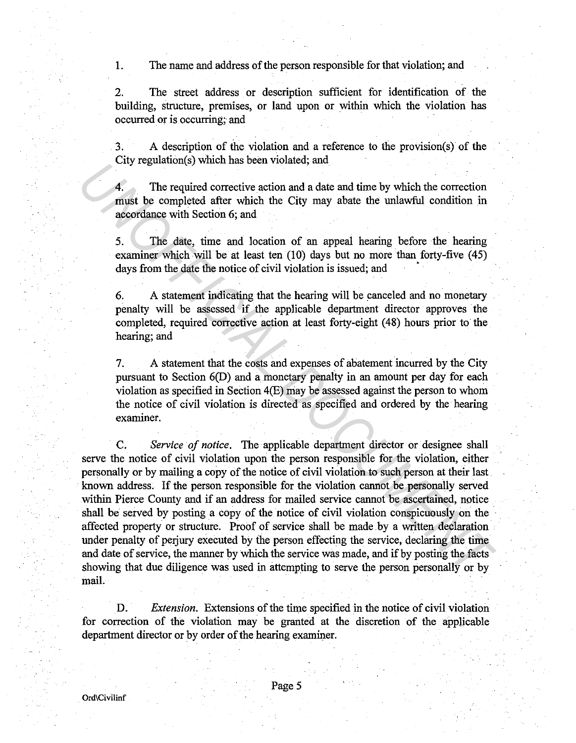1. The name and address of the person responsible for that violation; and

2. The street address or description sufficient for identification of the building, structure, premises, or land upon or within which the violation has occurred or is occurring; and

3. A description of the violation and a reference to the provision(s) of the City regulation(s) which has been violated; and

4. The required corrective action and a date and time by which the correction must be completed after which the City may abate the unlawful condition in accordance with Section 6; and

5. The date, time and location of an appeal hearing before the hearing examiner which will be at least ten (10) days but no more than forty-five (45) days from the date the notice of civil violation is issued; and

6. A statement indicating that the hearing will be canceled and no monetary penalty will be assessed if the applicable department director approves the completed, required corrective action at least forty-eight (48) hours prior to the hearing; and

7. A statement that the costs and expenses of abatement incurred by the City pursuant to Section 6(D) and a monetary penalty in an amount per day for each violation as specified in Section 4(E) may be assessed against the person to whom the notice of civil violation is directed as specified and ordered by the hearing examiner.

C. *Service of notice*. The applicable department director or designee shall serve the notice of civil violation upon the person responsible for the violation, either personally or by mailing a copy of the notice of civil violation to such person at their last known address. If the person responsible for the violation cannot be personally served within Pierce County and if an address for mailed service cannot be ascertained, notice shall be served by posting a copy of the notice of civil violation conspicuously on the affected property or structure. Proof of service shall be made by a written declaration under penalty of perjury executed by the person effecting the service, declaring the time and date of service, the manner by which the service was made, and if by posting the facts showing that due diligence was used in attempting to serve the person personally or by mail.

D. *Extension*. Extensions of the time specified in the notice of civil violation for correction of the violation may be granted at the discretion of the applicable department director or by order of the hearing examiner.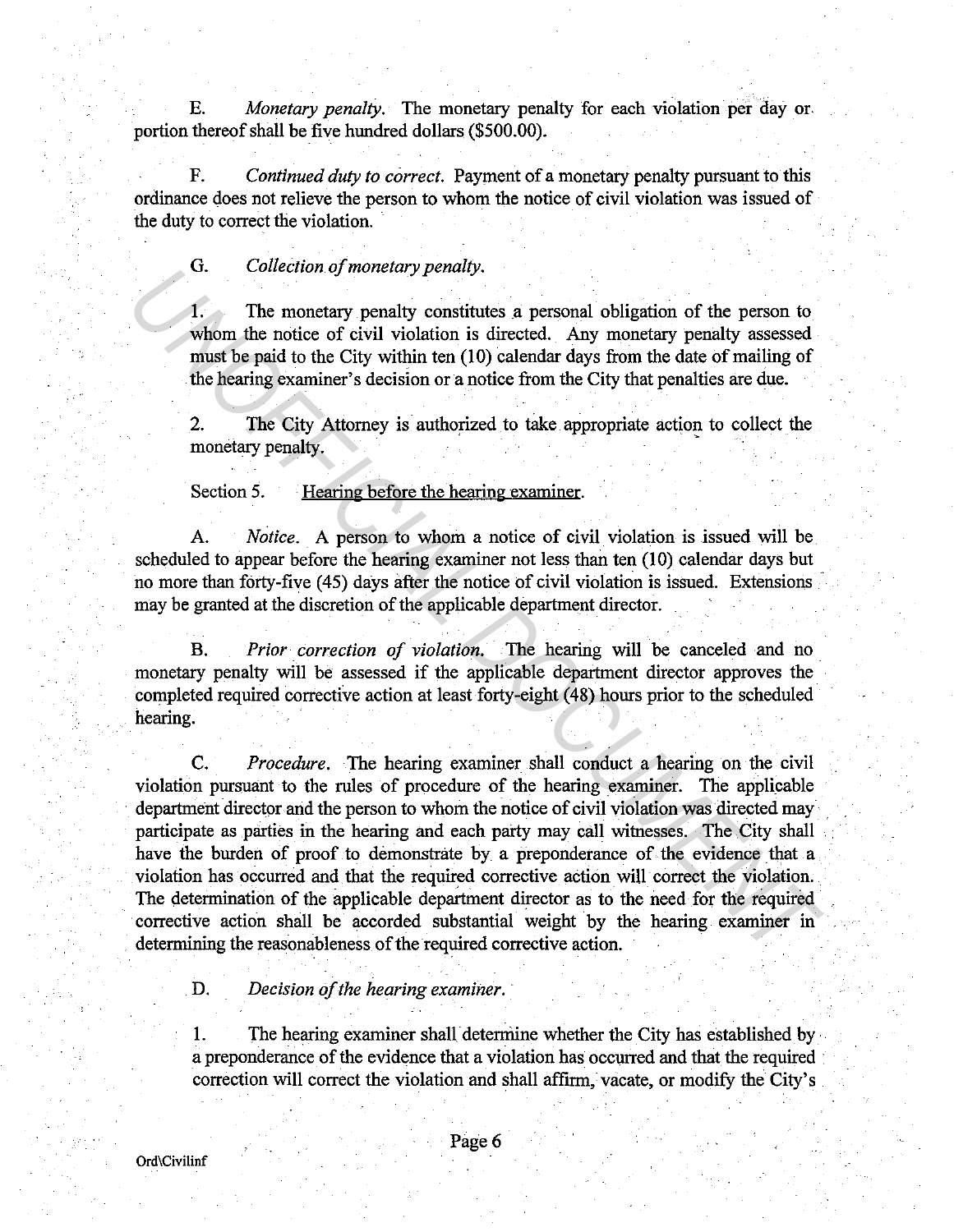E. *Monetary penalty.* The monetary penalty for each violation per day or portion thereof shall be five hundred dollars ($500.00).

F. *Continued duty to correct.* Payment of a monetary penalty pursuant to this ordinance does not relieve the person to whom the notice of civil violation was issued of the duty to correct the violation.

G. *Collection of monetary penalty.*

1. The monetary penalty constitutes a personal obligation of the person to whom the notice of civil violation is directed. Any monetary penalty assessed must be paid to the City within ten (10) calendar days from the date of mailing of the hearing examiner's decision or a notice from the City that penalties are due.

2. The City Attorney is authorized to take appropriate action to collect the monetary penalty.

Section 5. Hearing before the hearing examiner.

A. *Notice.* A person to whom a notice of civil violation is issued will be scheduled to appear before the hearing examiner not less than ten (10) calendar days but no more than forty-five (45) days after the notice of civil violation is issued. Extensions may be granted at the discretion of the applicable department director.

B. *Prior correction of violation.* The hearing will be canceled and no monetary penalty will be assessed if the applicable department director approves the completed required corrective action at least forty-eight (48) hours prior to the scheduled hearing.

C. *Procedure.* The hearing examiner shall conduct a hearing on the civil violation pursuant to the rules of procedure of the hearing examiner. The applicable department director and the person to whom the notice of civil violation was directed may participate as parties in the hearing and each party may call witnesses. The City shall have the burden of proof to demonstrate by a preponderance of the evidence that a violation has occurred and that the required corrective action will correct the violation. The determination of the applicable department director as to the need for the required corrective action shall be accorded substantial weight by the hearing examiner in determining the reasonableness of the required corrective action.

D. *Decision of the hearing examiner.*

1. The hearing examiner shall determine whether the City has established by a preponderance of the evidence that a violation has occurred and that the required correction will correct the violation and shall affirm, vacate, or modify the City's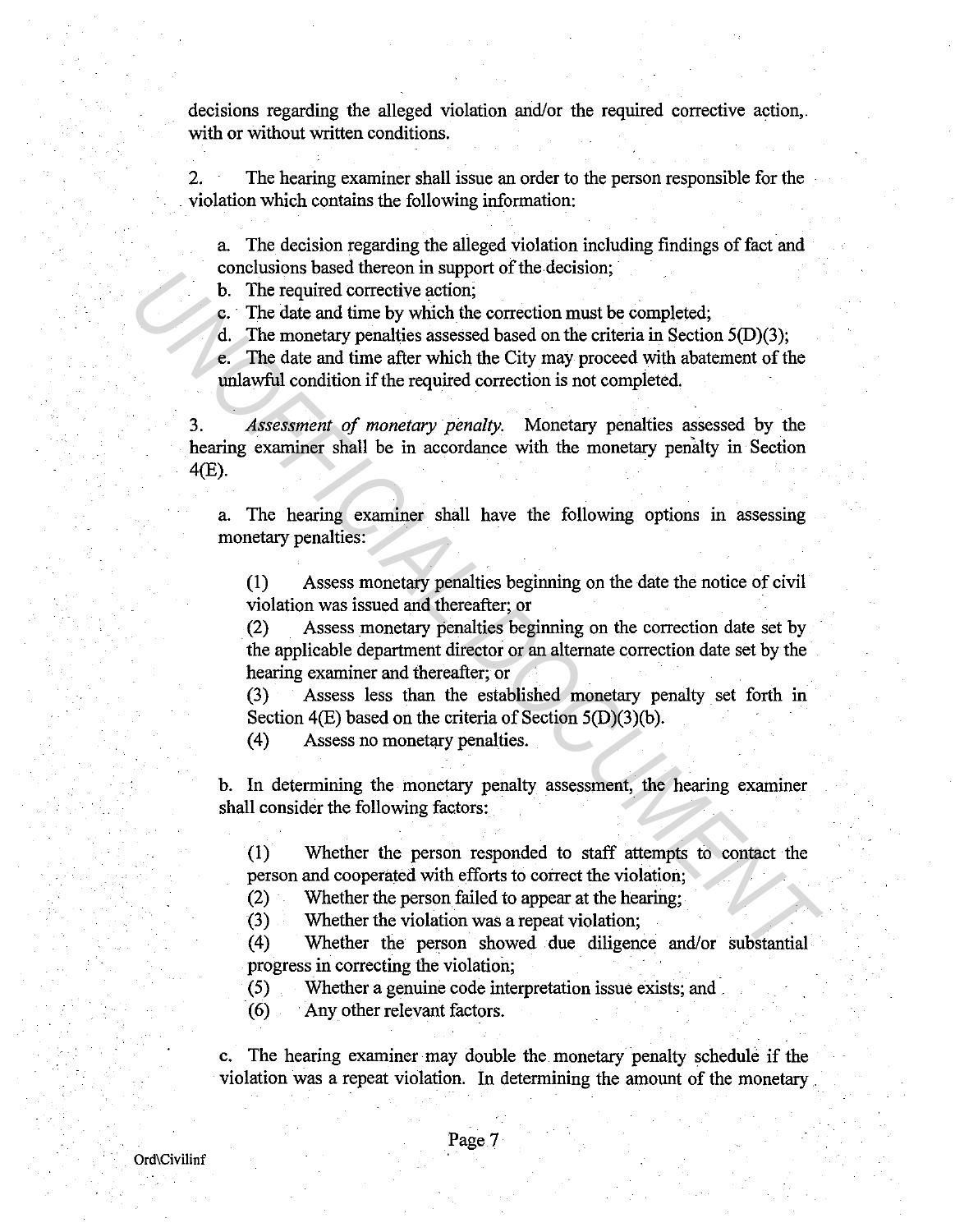decisions regarding the alleged violation and/or the required corrective action, with or without written conditions.

2. The hearing examiner shall issue an order to the person responsible for the violation which contains the following information:

a. The decision regarding the alleged violation including findings of fact and conclusions based thereon in support of the decision;
b. The required corrective action;
c. The date and time by which the correction must be completed;
d. The monetary penalties assessed based on the criteria in Section 5(D)(3);
e. The date and time after which the City may proceed with abatement of the unlawful condition if the required correction is not completed.

3. *Assessment of monetary penalty.* Monetary penalties assessed by the hearing examiner shall be in accordance with the monetary penalty in Section 4(E).

a. The hearing examiner shall have the following options in assessing monetary penalties:

(1) Assess monetary penalties beginning on the date the notice of civil violation was issued and thereafter; or
(2) Assess monetary penalties beginning on the correction date set by the applicable department director or an alternate correction date set by the hearing examiner and thereafter; or
(3) Assess less than the established monetary penalty set forth in Section 4(E) based on the criteria of Section 5(D)(3)(b).
(4) Assess no monetary penalties.

b. In determining the monetary penalty assessment, the hearing examiner shall consider the following factors:

(1) Whether the person responded to staff attempts to contact the person and cooperated with efforts to correct the violation;
(2) Whether the person failed to appear at the hearing;
(3) Whether the violation was a repeat violation;
(4) Whether the person showed due diligence and/or substantial progress in correcting the violation;
(5) Whether a genuine code interpretation issue exists; and
(6) Any other relevant factors.

c. The hearing examiner may double the monetary penalty schedule if the violation was a repeat violation. In determining the amount of the monetary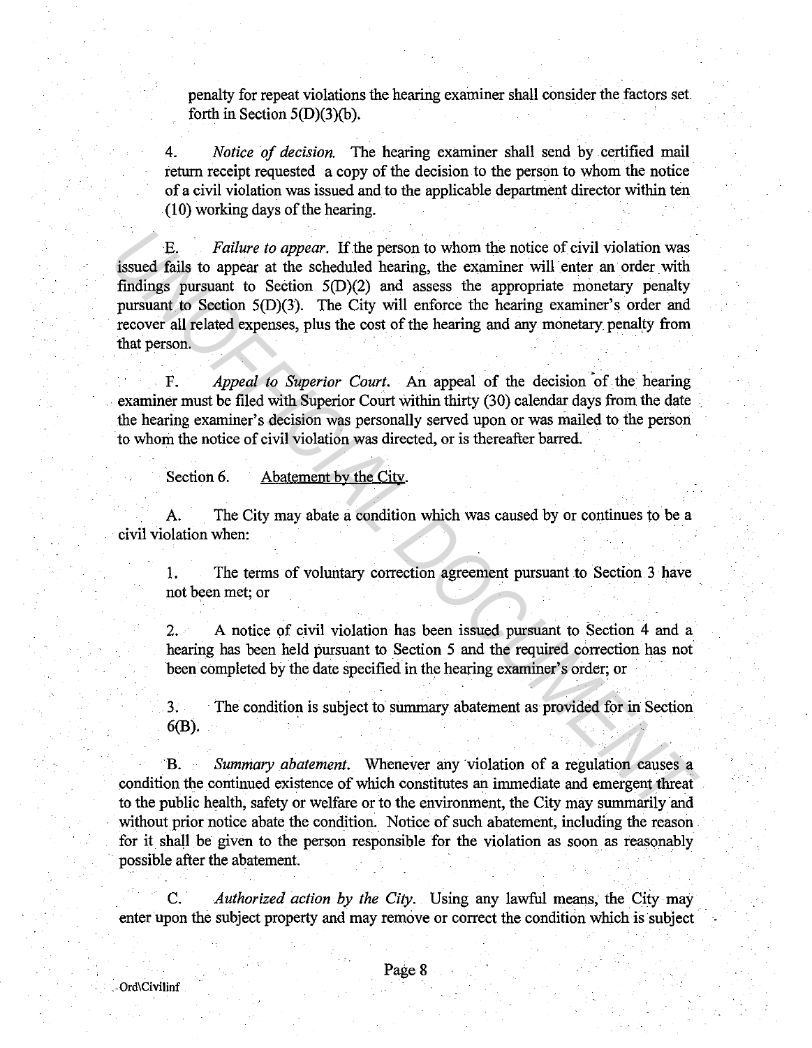penalty for repeat violations the hearing examiner shall consider the factors set forth in Section 5(D)(3)(b).

4. *Notice of decision.* The hearing examiner shall send by certified mail return receipt requested a copy of the decision to the person to whom the notice of a civil violation was issued and to the applicable department director within ten (10) working days of the hearing.

E. *Failure to appear.* If the person to whom the notice of civil violation was issued fails to appear at the scheduled hearing, the examiner will enter an order with findings pursuant to Section 5(D)(2) and assess the appropriate monetary penalty pursuant to Section 5(D)(3). The City will enforce the hearing examiner's order and recover all related expenses, plus the cost of the hearing and any monetary penalty from that person.

F. *Appeal to Superior Court.* An appeal of the decision of the hearing examiner must be filed with Superior Court within thirty (30) calendar days from the date the hearing examiner's decision was personally served upon or was mailed to the person to whom the notice of civil violation was directed, or is thereafter barred.

Section 6. Abatement by the City.

A. The City may abate a condition which was caused by or continues to be a civil violation when:

1. The terms of voluntary correction agreement pursuant to Section 3 have not been met; or

2. A notice of civil violation has been issued pursuant to Section 4 and a hearing has been held pursuant to Section 5 and the required correction has not been completed by the date specified in the hearing examiner's order; or

3. The condition is subject to summary abatement as provided for in Section 6(B).

B. *Summary abatement.* Whenever any violation of a regulation causes a condition the continued existence of which constitutes an immediate and emergent threat to the public health, safety or welfare or to the environment, the City may summarily and without prior notice abate the condition. Notice of such abatement, including the reason for it shall be given to the person responsible for the violation as soon as reasonably possible after the abatement.

C. *Authorized action by the City.* Using any lawful means, the City may enter upon the subject property and may remove or correct the condition which is subject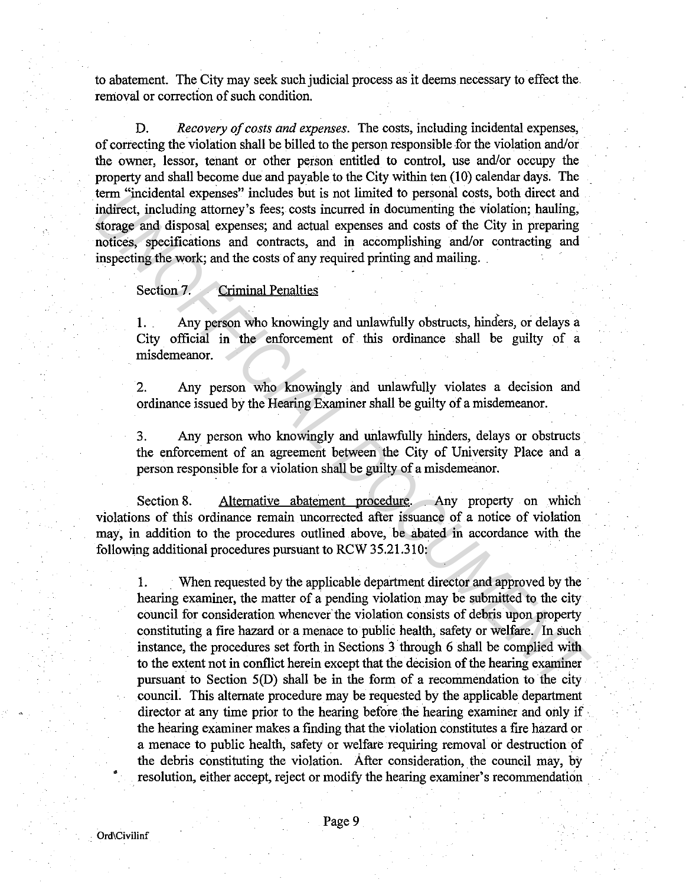to abatement. The City may seek such judicial process as it deems necessary to effect the removal or correction of such condition.

D. *Recovery of costs and expenses*. The costs, including incidental expenses, of correcting the violation shall be billed to the person responsible for the violation and/or the owner, lessor, tenant or other person entitled to control, use and/or occupy the property and shall become due and payable to the City within ten (10) calendar days. The term "incidental expenses" includes but is not limited to personal costs, both direct and indirect, including attorney's fees; costs incurred in documenting the violation; hauling, storage and disposal expenses; and actual expenses and costs of the City in preparing notices, specifications and contracts, and in accomplishing and/or contracting and inspecting the work; and the costs of any required printing and mailing.

Section 7. Criminal Penalties

1. Any person who knowingly and unlawfully obstructs, hinders, or delays a City official in the enforcement of this ordinance shall be guilty of a misdemeanor.

2. Any person who knowingly and unlawfully violates a decision and ordinance issued by the Hearing Examiner shall be guilty of a misdemeanor.

3. Any person who knowingly and unlawfully hinders, delays or obstructs the enforcement of an agreement between the City of University Place and a person responsible for a violation shall be guilty of a misdemeanor.

Section 8. Alternative abatement procedure. Any property on which violations of this ordinance remain uncorrected after issuance of a notice of violation may, in addition to the procedures outlined above, be abated in accordance with the following additional procedures pursuant to RCW 35.21.310:

1. When requested by the applicable department director and approved by the hearing examiner, the matter of a pending violation may be submitted to the city council for consideration whenever the violation consists of debris upon property constituting a fire hazard or a menace to public health, safety or welfare. In such instance, the procedures set forth in Sections 3 through 6 shall be complied with to the extent not in conflict herein except that the decision of the hearing examiner pursuant to Section 5(D) shall be in the form of a recommendation to the city council. This alternate procedure may be requested by the applicable department director at any time prior to the hearing before the hearing examiner and only if the hearing examiner makes a finding that the violation constitutes a fire hazard or a menace to public health, safety or welfare requiring removal or destruction of the debris constituting the violation. After consideration, the council may, by resolution, either accept, reject or modify the hearing examiner's recommendation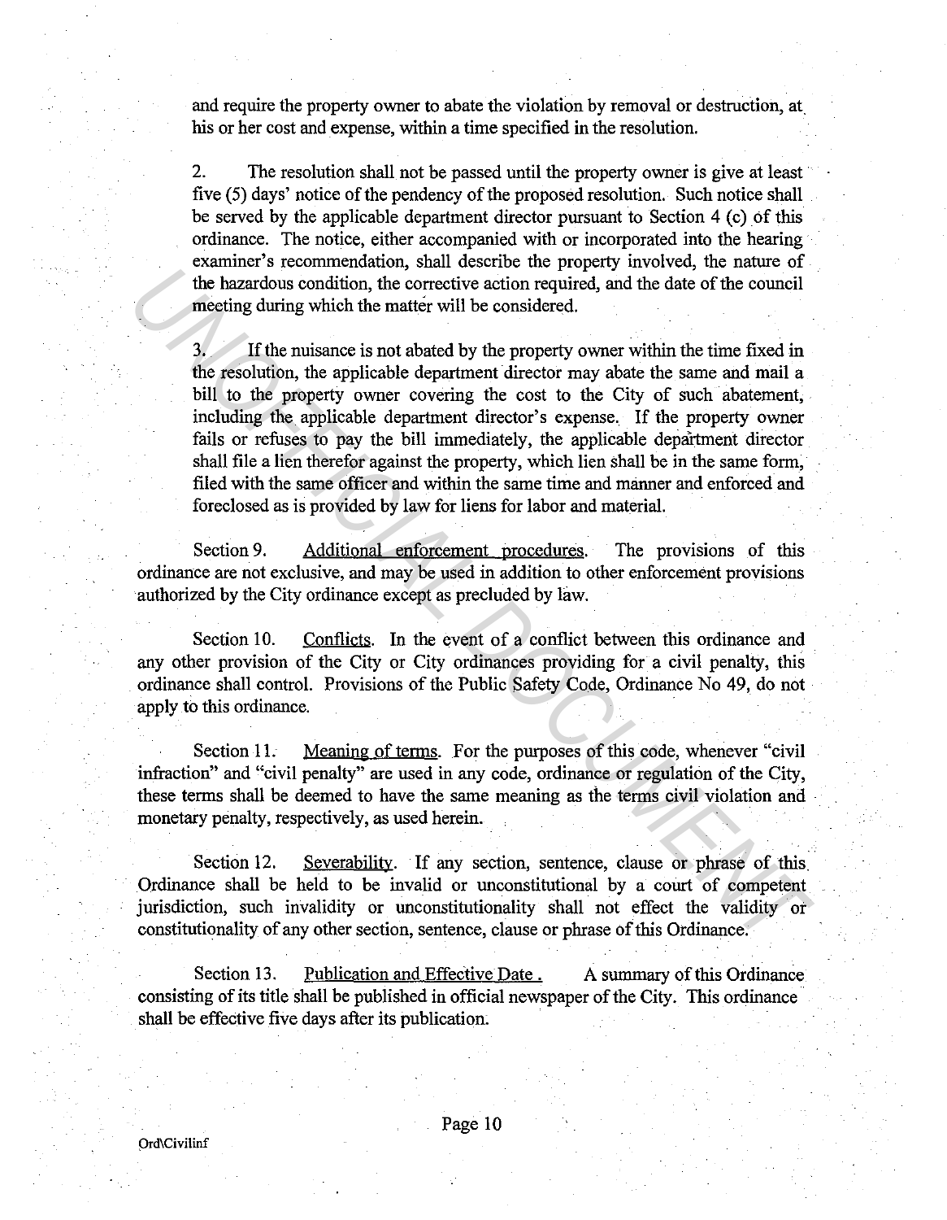and require the property owner to abate the violation by removal or destruction, at his or her cost and expense, within a time specified in the resolution.

2. The resolution shall not be passed until the property owner is give at least five (5) days' notice of the pendency of the proposed resolution. Such notice shall be served by the applicable department director pursuant to Section 4 (c) of this ordinance. The notice, either accompanied with or incorporated into the hearing examiner's recommendation, shall describe the property involved, the nature of the hazardous condition, the corrective action required, and the date of the council meeting during which the matter will be considered.

3. If the nuisance is not abated by the property owner within the time fixed in the resolution, the applicable department director may abate the same and mail a bill to the property owner covering the cost to the City of such abatement, including the applicable department director's expense. If the property owner fails or refuses to pay the bill immediately, the applicable department director shall file a lien therefor against the property, which lien shall be in the same form, filed with the same officer and within the same time and manner and enforced and foreclosed as is provided by law for liens for labor and material.

Section 9. <u>Additional enforcement procedures</u>. The provisions of this ordinance are not exclusive, and may be used in addition to other enforcement provisions authorized by the City ordinance except as precluded by law.

Section 10. <u>Conflicts</u>. In the event of a conflict between this ordinance and any other provision of the City or City ordinances providing for a civil penalty, this ordinance shall control. Provisions of the Public Safety Code, Ordinance No 49, do not apply to this ordinance.

Section 11. <u>Meaning of terms</u>. For the purposes of this code, whenever "civil infraction" and "civil penalty" are used in any code, ordinance or regulation of the City, these terms shall be deemed to have the same meaning as the terms civil violation and monetary penalty, respectively, as used herein.

Section 12. <u>Severability</u>. If any section, sentence, clause or phrase of this Ordinance shall be held to be invalid or unconstitutional by a court of competent jurisdiction, such invalidity or unconstitutionality shall not effect the validity or constitutionality of any other section, sentence, clause or phrase of this Ordinance.

Section 13. <u>Publication and Effective Date</u>. A summary of this Ordinance consisting of its title shall be published in official newspaper of the City. This ordinance shall be effective five days after its publication.

Ord\Civilinf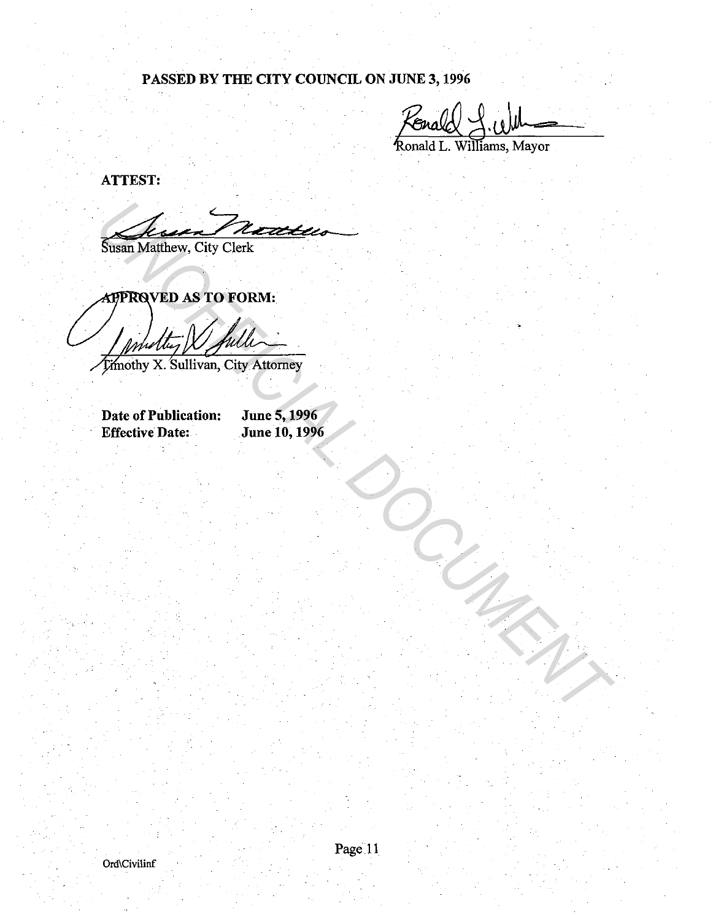**PASSED BY THE CITY COUNCIL ON JUNE 3, 1996**

Ronald L. Williams, Mayor

**ATTEST:**

Susan Matthew, City Clerk

**APPROVED AS TO FORM:**

Timothy X. Sullivan, City Attorney

**Date of Publication:** **June 5, 1996**
**Effective Date:** **June 10, 1996**

Ord\Civilinf